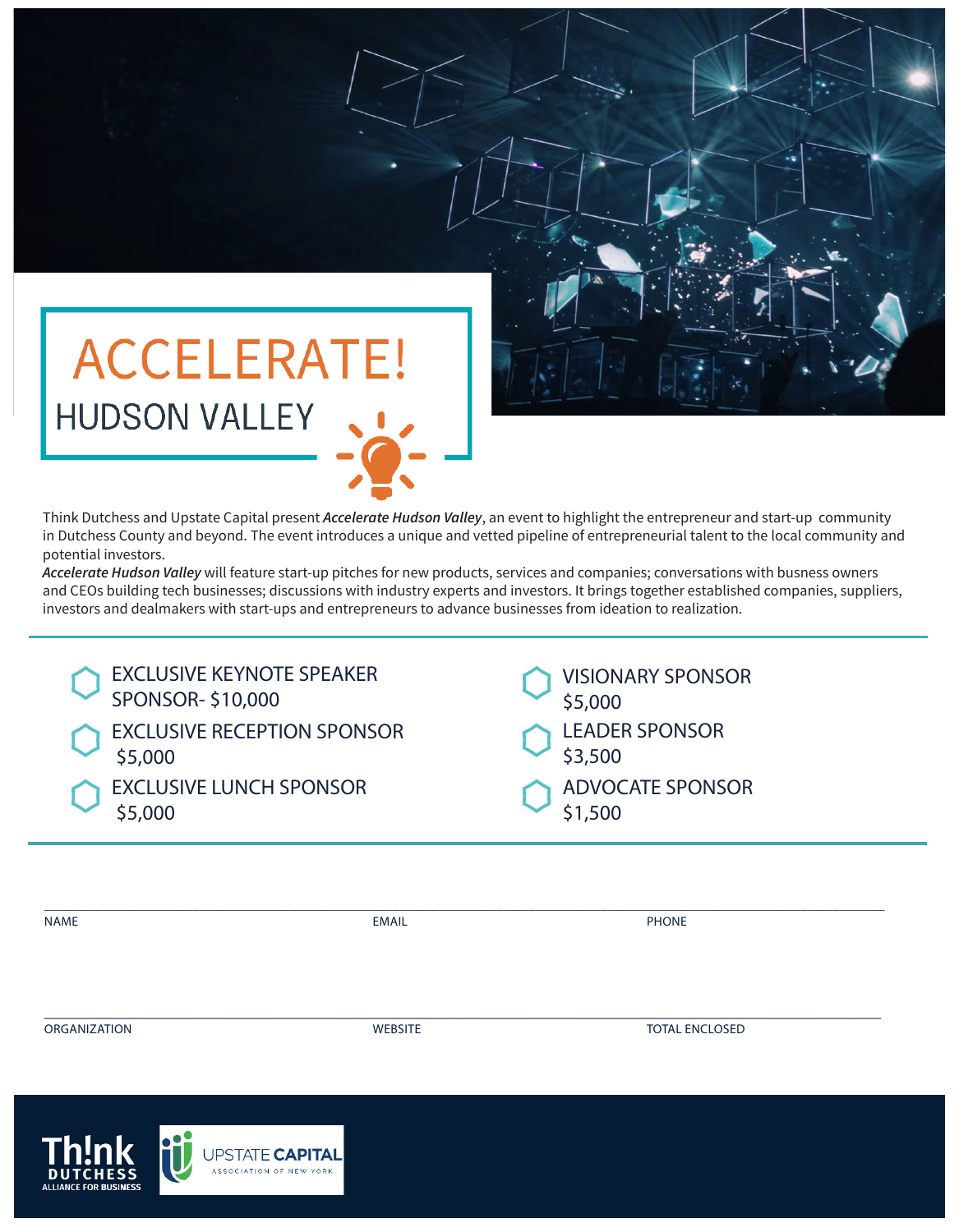# ACCELERATE!

## HUDSON VALLEY

Think Dutchess and Upstate Capital present ***Accelerate Hudson Valley***, an event to highlight the entrepreneur and start-up community in Dutchess County and beyond. The event introduces a unique and vetted pipeline of entrepreneurial talent to the local community and potential investors.

***Accelerate Hudson Valley*** will feature start-up pitches for new products, services and companies; conversations with busness owners and CEOs building tech businesses; discussions with industry experts and investors. It brings together established companies, suppliers, investors and dealmakers with start-ups and entrepreneurs to advance businesses from ideation to realization.

- EXCLUSIVE KEYNOTE SPEAKER SPONSOR- $10,000
- EXCLUSIVE RECEPTION SPONSOR $5,000
- EXCLUSIVE LUNCH SPONSOR $5,000
- VISIONARY SPONSOR $5,000
- LEADER SPONSOR $3,500
- ADVOCATE SPONSOR $1,500

NAME _______________ EMAIL _______________ PHONE _______________

ORGANIZATION _______________ WEBSITE _______________ TOTAL ENCLOSED _______________

Th!nk DUTCHESS ALLIANCE FOR BUSINESS

UPSTATE CAPITAL ASSOCIATION OF NEW YORK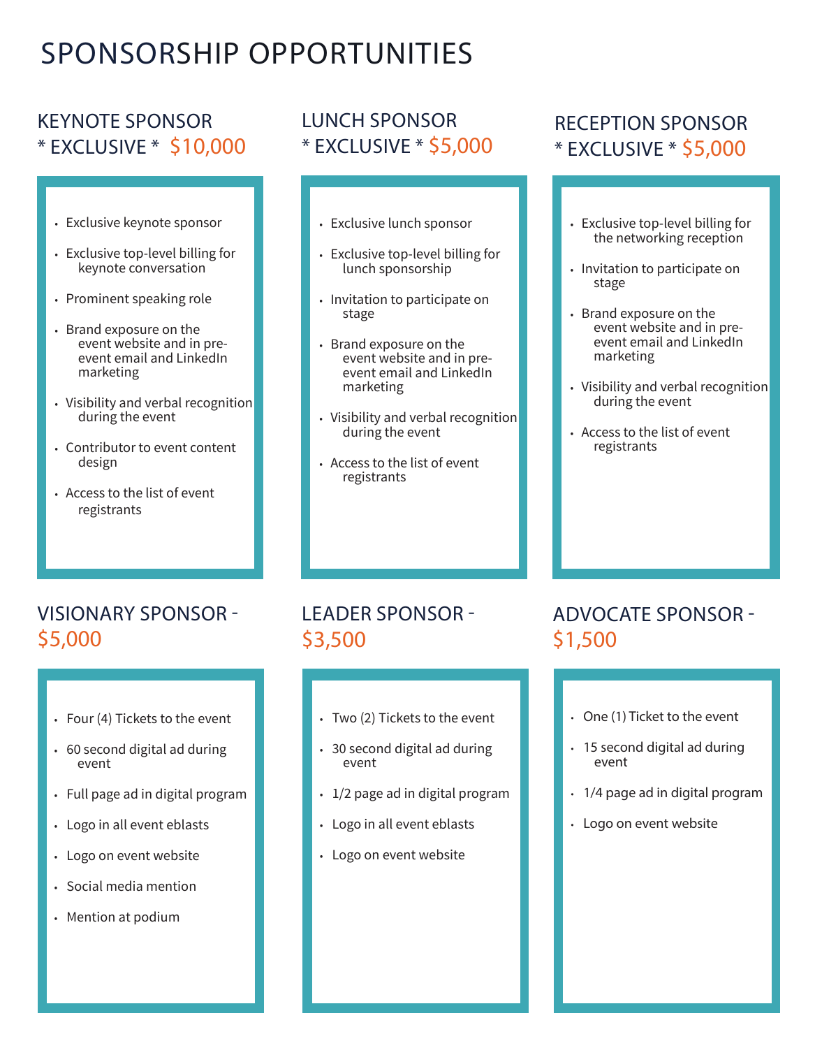# SPONSORSHIP OPPORTUNITIES

## KEYNOTE SPONSOR * EXCLUSIVE * $10,000

- Exclusive keynote sponsor
- Exclusive top-level billing for keynote conversation
- Prominent speaking role
- Brand exposure on the event website and in pre-event email and LinkedIn marketing
- Visibility and verbal recognition during the event
- Contributor to event content design
- Access to the list of event registrants

## LUNCH SPONSOR * EXCLUSIVE * $5,000

- Exclusive lunch sponsor
- Exclusive top-level billing for lunch sponsorship
- Invitation to participate on stage
- Brand exposure on the event website and in pre-event email and LinkedIn marketing
- Visibility and verbal recognition during the event
- Access to the list of event registrants

## RECEPTION SPONSOR * EXCLUSIVE * $5,000

- Exclusive top-level billing for the networking reception
- Invitation to participate on stage
- Brand exposure on the event website and in pre-event email and LinkedIn marketing
- Visibility and verbal recognition during the event
- Access to the list of event registrants

## VISIONARY SPONSOR - $5,000

- Four (4) Tickets to the event
- 60 second digital ad during event
- Full page ad in digital program
- Logo in all event eblasts
- Logo on event website
- Social media mention
- Mention at podium

## LEADER SPONSOR - $3,500

- Two (2) Tickets to the event
- 30 second digital ad during event
- 1/2 page ad in digital program
- Logo in all event eblasts
- Logo on event website

## ADVOCATE SPONSOR - $1,500

- One (1) Ticket to the event
- 15 second digital ad during event
- 1/4 page ad in digital program
- Logo on event website